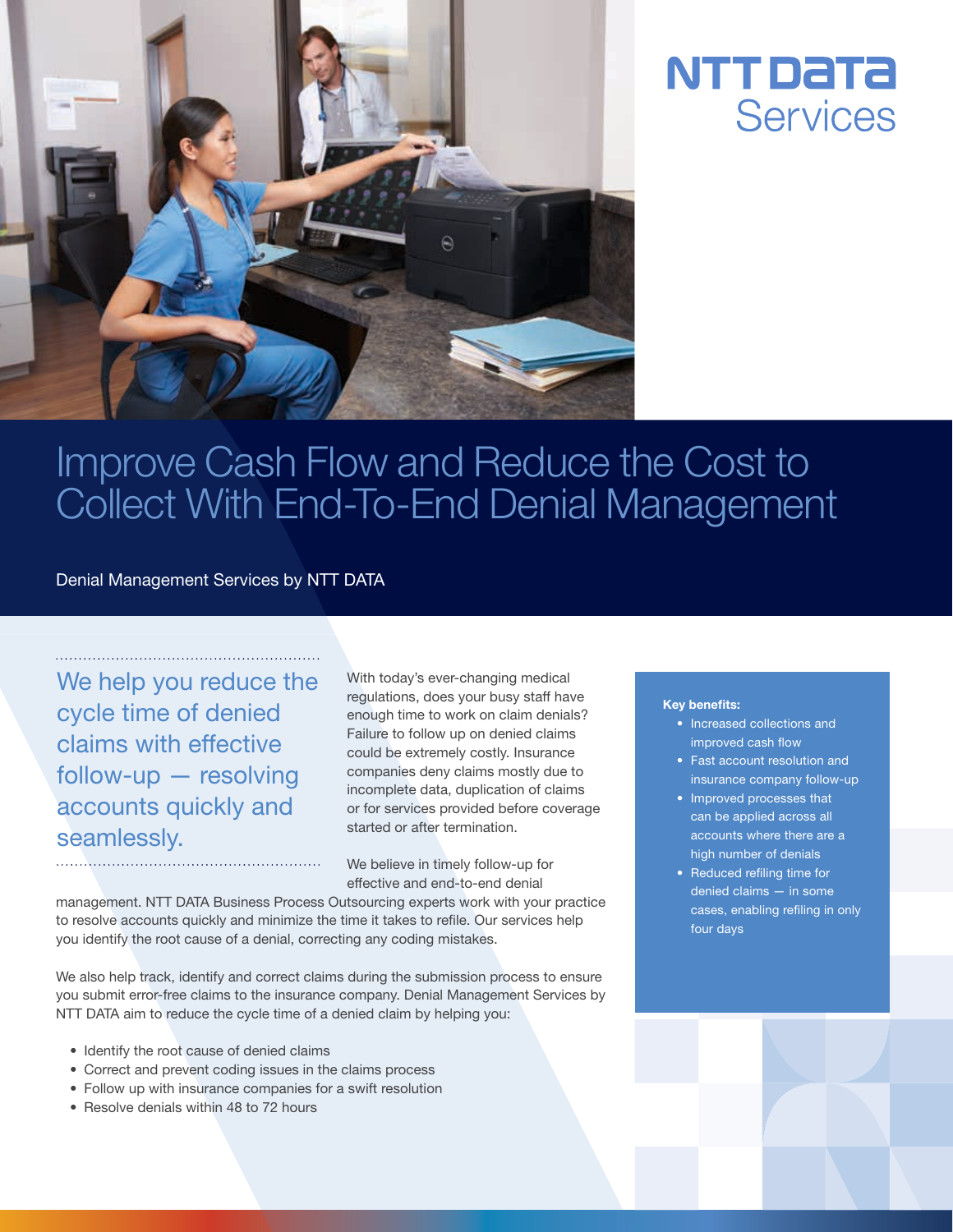NTT DATA Services

# Improve Cash Flow and Reduce the Cost to Collect With End-To-End Denial Management

Denial Management Services by NTT DATA

**We help you reduce the cycle time of denied claims with effective follow-up — resolving accounts quickly and seamlessly.**

With today's ever-changing medical regulations, does your busy staff have enough time to work on claim denials? Failure to follow up on denied claims could be extremely costly. Insurance companies deny claims mostly due to incomplete data, duplication of claims or for services provided before coverage started or after termination.

We believe in timely follow-up for effective and end-to-end denial management. NTT DATA Business Process Outsourcing experts work with your practice to resolve accounts quickly and minimize the time it takes to refile. Our services help you identify the root cause of a denial, correcting any coding mistakes.

We also help track, identify and correct claims during the submission process to ensure you submit error-free claims to the insurance company. Denial Management Services by NTT DATA aim to reduce the cycle time of a denied claim by helping you:

- Identify the root cause of denied claims
- Correct and prevent coding issues in the claims process
- Follow up with insurance companies for a swift resolution
- Resolve denials within 48 to 72 hours

**Key benefits:**

- Increased collections and improved cash flow
- Fast account resolution and insurance company follow-up
- Improved processes that can be applied across all accounts where there are a high number of denials
- Reduced refiling time for denied claims — in some cases, enabling refiling in only four days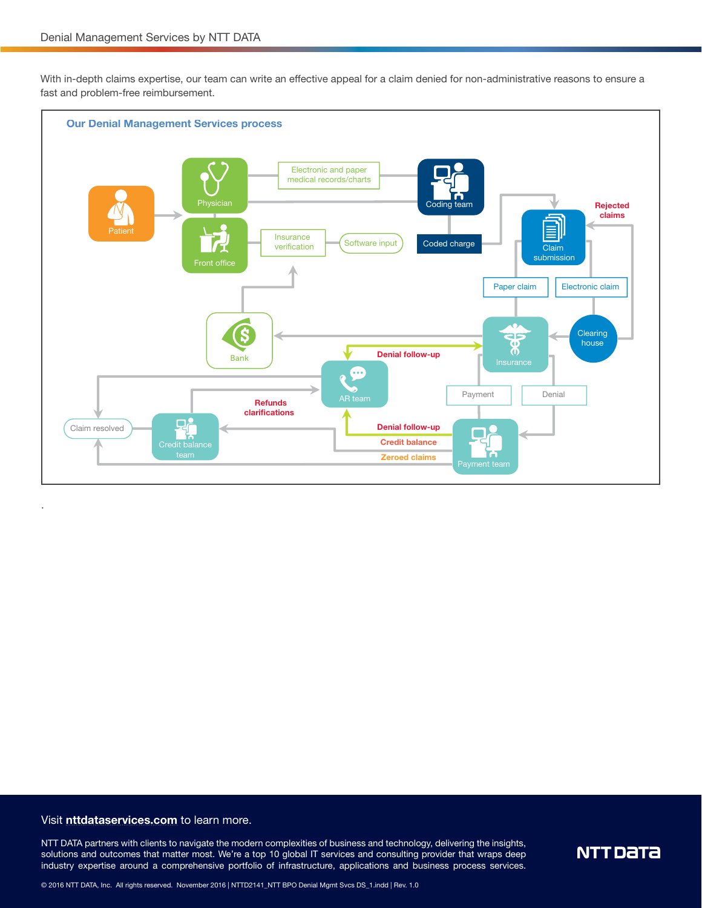With in-depth claims expertise, our team can write an effective appeal for a claim denied for non-administrative reasons to ensure a fast and problem-free reimbursement.

## Our Denial Management Services process

Patient

Physician

Front office

Electronic and paper medical records/charts

Coding team

Coded charge

Insurance verification

Software input

Rejected claims

Claim submission

Paper claim

Electronic claim

Clearing house

Insurance

Bank

Denial follow-up

AR team

Refunds clarifications

Payment

Denial

Claim resolved

Credit balance team

Denial follow-up

Credit balance

Zeroed claims

Payment team

.

Visit **nttdataservices.com** to learn more.

NTT DATA partners with clients to navigate the modern complexities of business and technology, delivering the insights, solutions and outcomes that matter most. We're a top 10 global IT services and consulting provider that wraps deep industry expertise around a comprehensive portfolio of infrastructure, applications and business process services.

© 2016 NTT DATA, Inc. All rights reserved. November 2016 | NTTD2141_NTT BPO Denial Mgmt Svcs DS_1.indd | Rev. 1.0